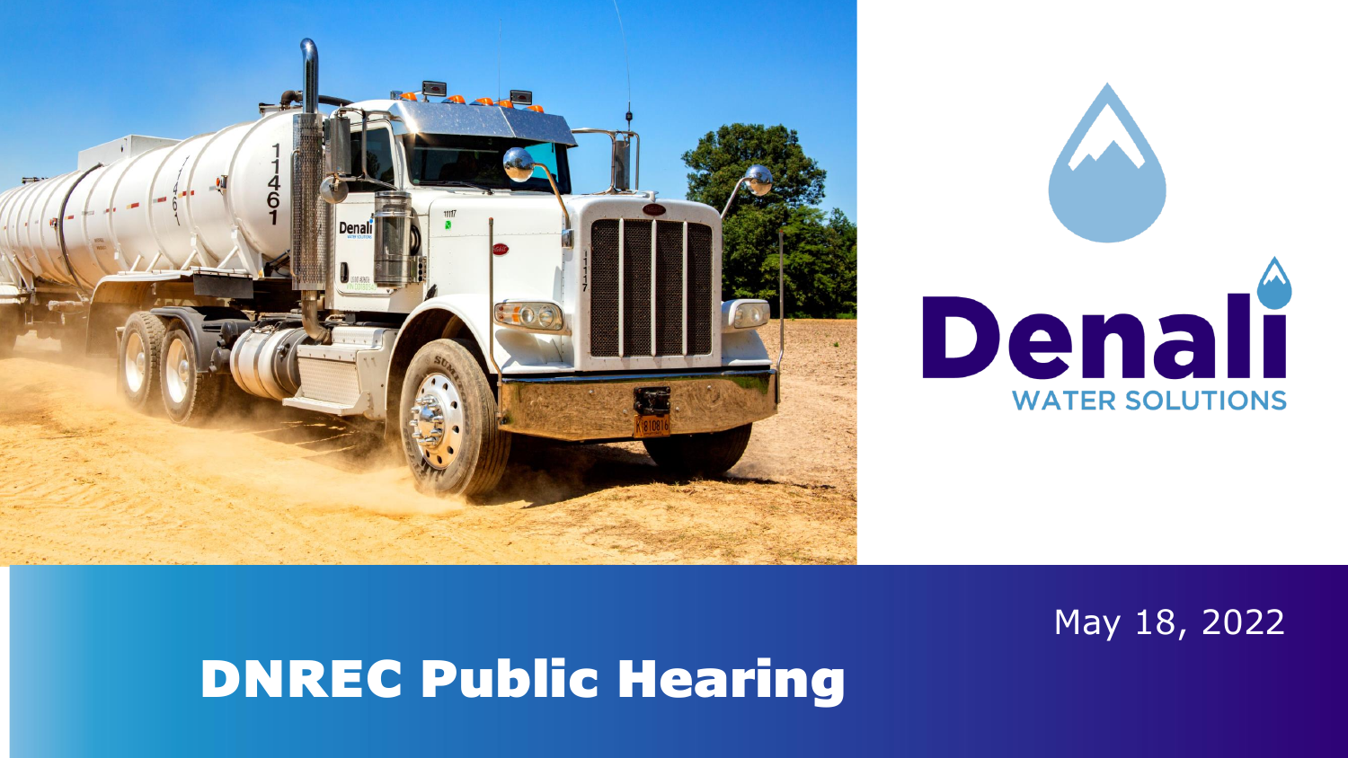Denali

WATER SOLUTIONS

May 18, 2022

# DNREC Public Hearing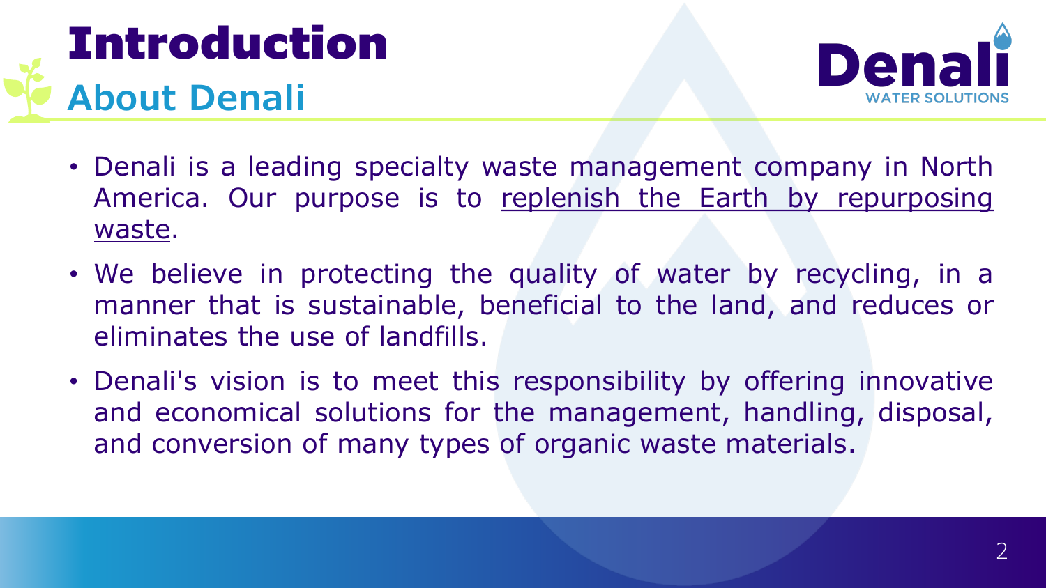# Introduction

## About Denali

- Denali is a leading specialty waste management company in North America. Our purpose is to replenish the Earth by repurposing waste.
- We believe in protecting the quality of water by recycling, in a manner that is sustainable, beneficial to the land, and reduces or eliminates the use of landfills.
- Denali's vision is to meet this responsibility by offering innovative and economical solutions for the management, handling, disposal, and conversion of many types of organic waste materials.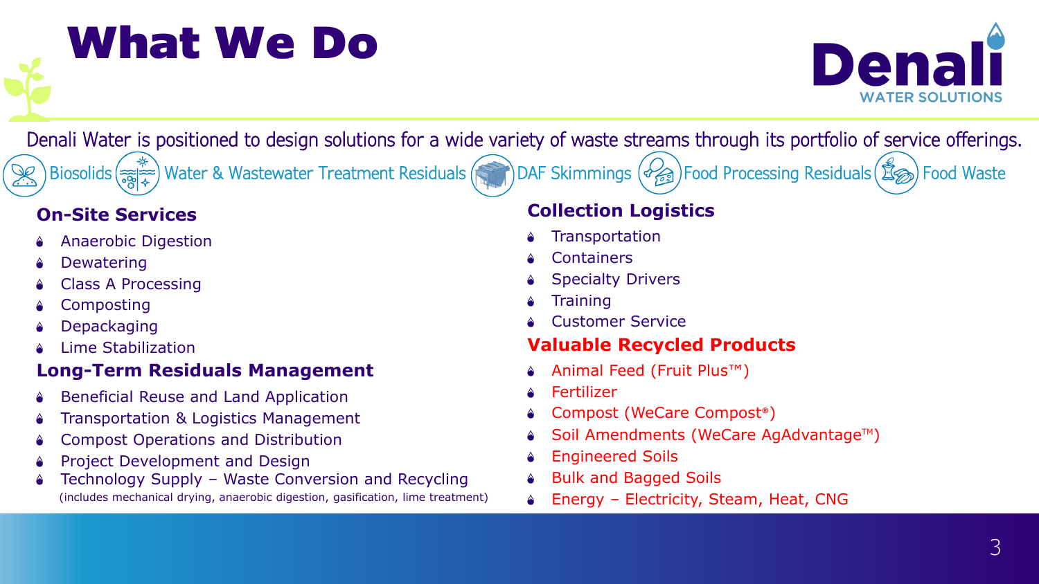# What We Do

Denali Water Solutions

Denali Water is positioned to design solutions for a wide variety of waste streams through its portfolio of service offerings.

Biosolids | Water & Wastewater Treatment Residuals | DAF Skimmings | Food Processing Residuals | Food Waste

## On-Site Services

- Anaerobic Digestion
- Dewatering
- Class A Processing
- Composting
- Depackaging
- Lime Stabilization

## Long-Term Residuals Management

- Beneficial Reuse and Land Application
- Transportation & Logistics Management
- Compost Operations and Distribution
- Project Development and Design
- Technology Supply – Waste Conversion and Recycling
  (includes mechanical drying, anaerobic digestion, gasification, lime treatment)

## Collection Logistics

- Transportation
- Containers
- Specialty Drivers
- Training
- Customer Service

## Valuable Recycled Products

- Animal Feed (Fruit Plus™)
- Fertilizer
- Compost (WeCare Compost®)
- Soil Amendments (WeCare AgAdvantage™)
- Engineered Soils
- Bulk and Bagged Soils
- Energy – Electricity, Steam, Heat, CNG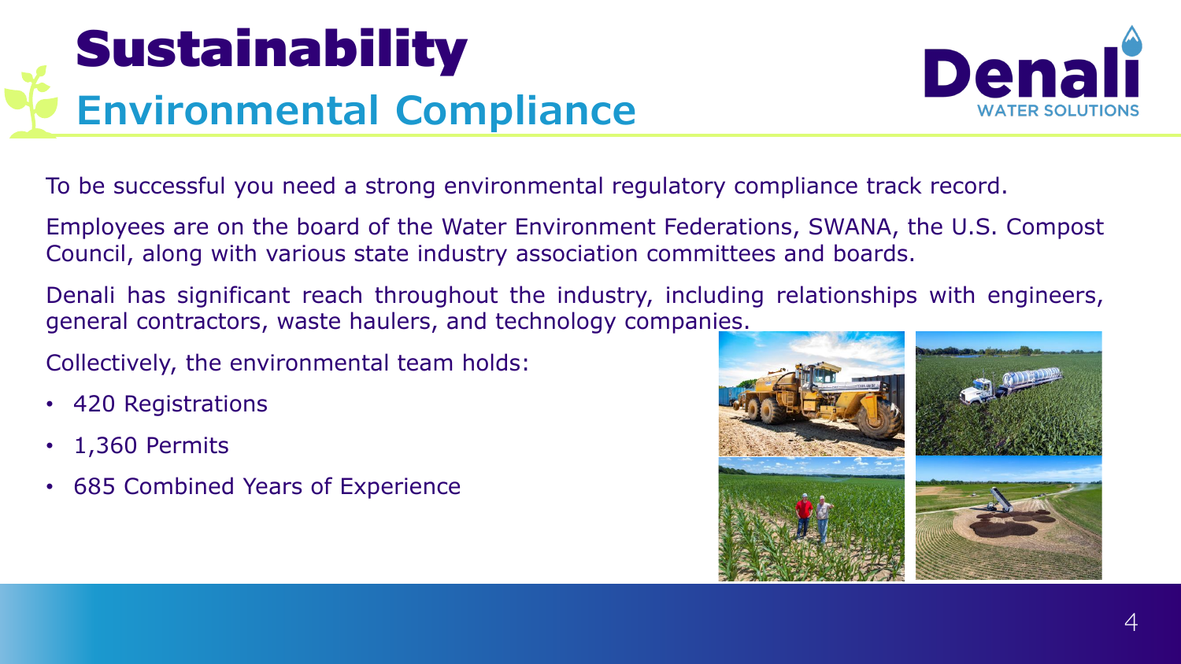# Sustainability

## Environmental Compliance

To be successful you need a strong environmental regulatory compliance track record.

Employees are on the board of the Water Environment Federations, SWANA, the U.S. Compost Council, along with various state industry association committees and boards.

Denali has significant reach throughout the industry, including relationships with engineers, general contractors, waste haulers, and technology companies.

Collectively, the environmental team holds:

- 420 Registrations
- 1,360 Permits
- 685 Combined Years of Experience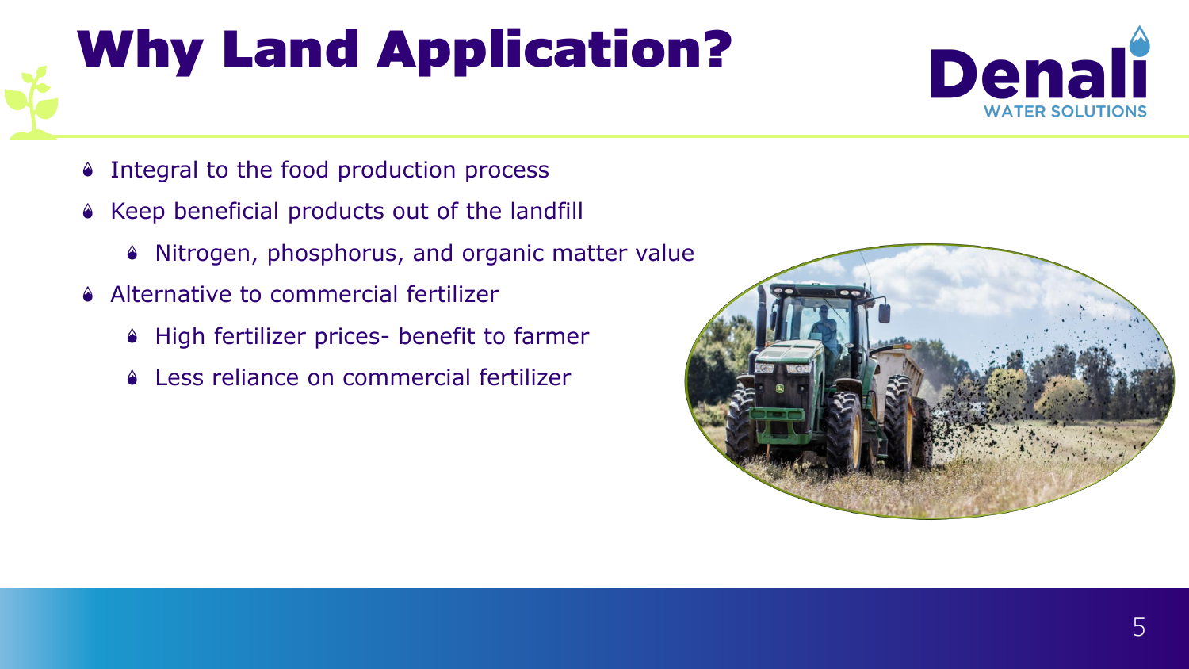# Why Land Application?

- Integral to the food production process
- Keep beneficial products out of the landfill
  - Nitrogen, phosphorus, and organic matter value
- Alternative to commercial fertilizer
  - High fertilizer prices- benefit to farmer
  - Less reliance on commercial fertilizer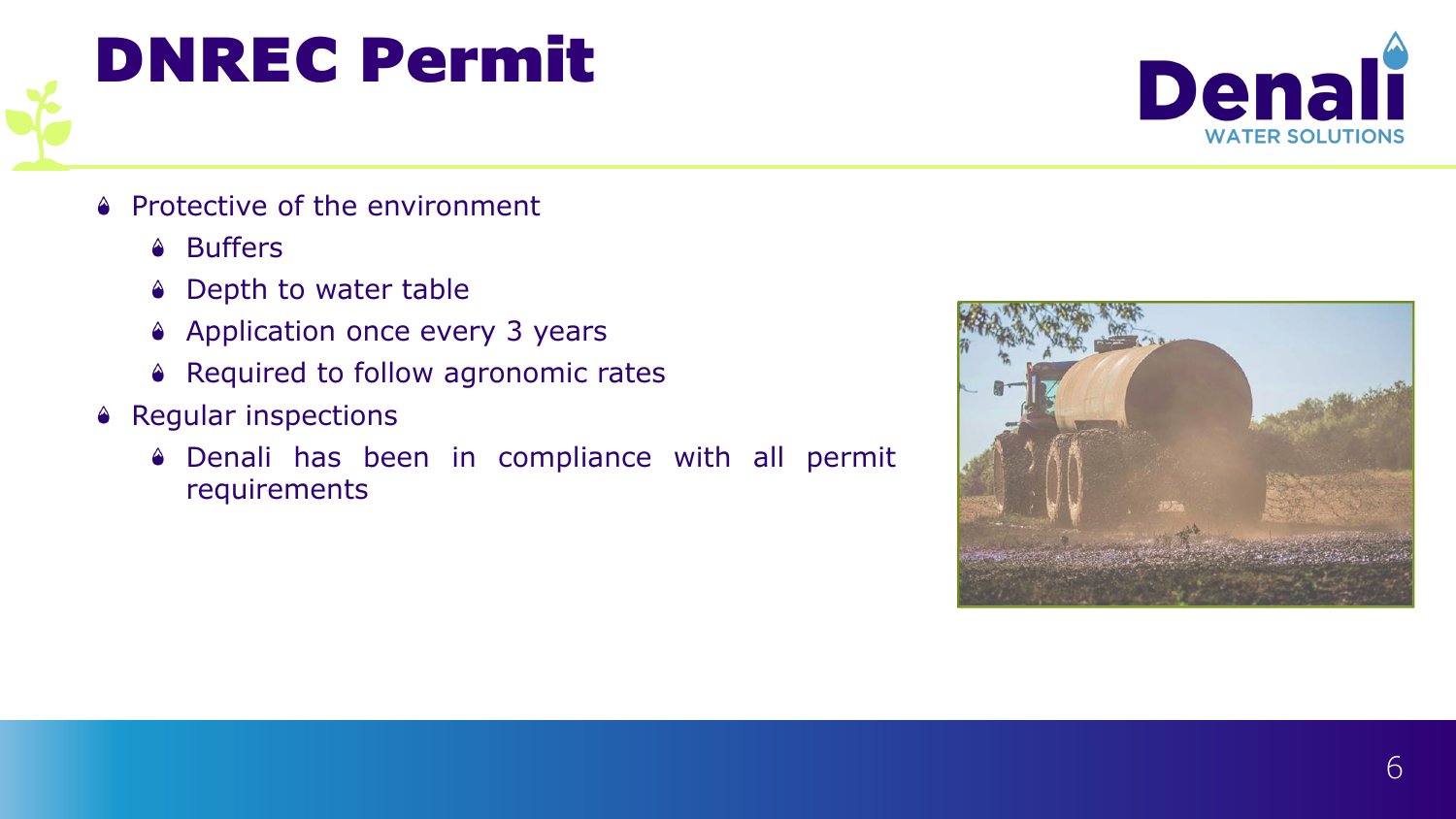# DNREC Permit

- Protective of the environment
  - Buffers
  - Depth to water table
  - Application once every 3 years
  - Required to follow agronomic rates
- Regular inspections
  - Denali has been in compliance with all permit requirements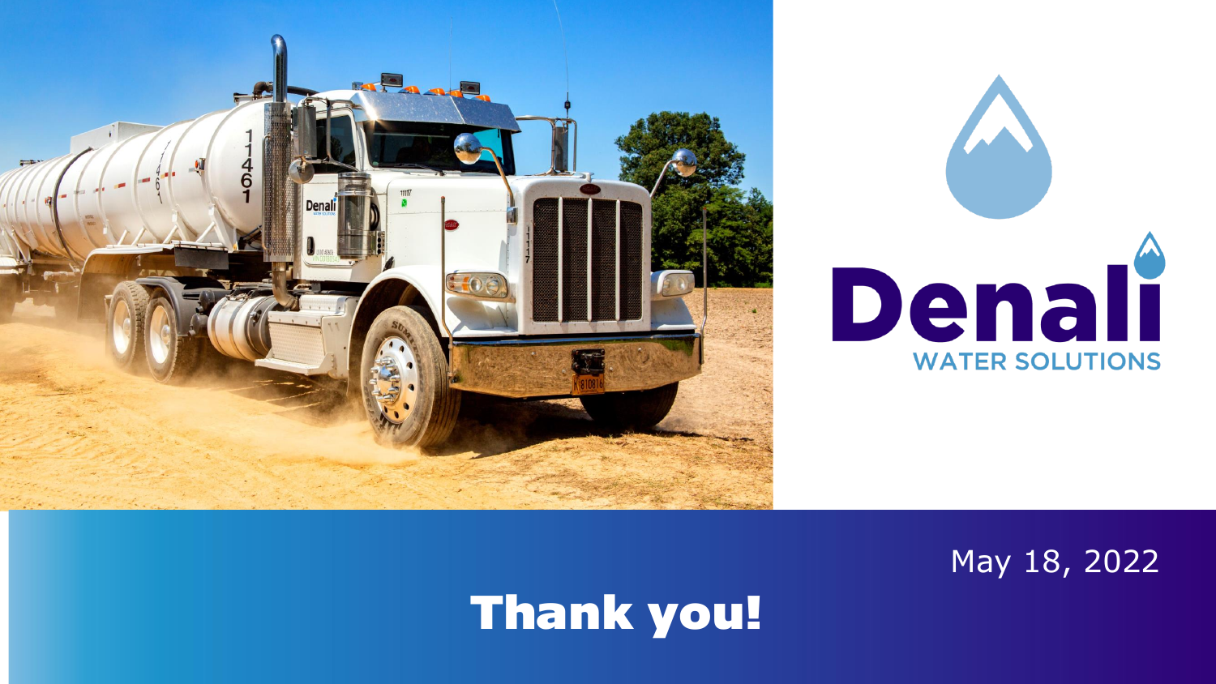Denali

WATER SOLUTIONS

May 18, 2022

# Thank you!